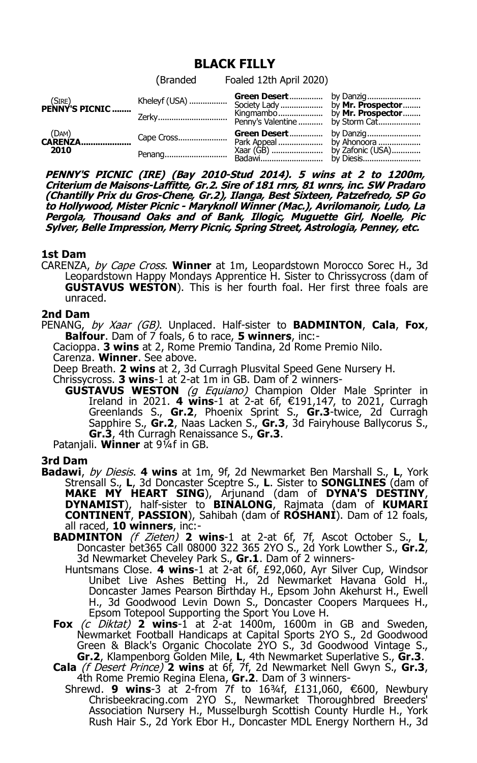# BLACK FILLY

(Branded Foaled 12th April 2020)

| | | | |
|---|---|---|---|
| (SIRE) **PENNY'S PICNIC** | Kheleyf (USA) | **Green Desert** | by Danzig |
| | | Society Lady | by **Mr. Prospector** |
| | Zerky | Kingmambo | by **Mr. Prospector** |
| | | Penny's Valentine | by Storm Cat |
| (DAM) **CARENZA** 2010 | Cape Cross | **Green Desert** | by Danzig |
| | | Park Appeal | by Ahonoora |
| | Penang | Xaar (GB) | by Zafonic (USA) |
| | | Badawi | by Diesis |

***PENNY'S PICNIC (IRE) (Bay 2010-Stud 2014). 5 wins at 2 to 1200m, Criterium de Maisons-Laffitte, Gr.2. Sire of 181 rnrs, 81 wnrs, inc. SW Pradaro (Chantilly Prix du Gros-Chene, Gr.2), Ilanga, Best Sixteen, Patzefredo, SP Go to Hollywood, Mister Picnic - Maryknoll Winner (Mac.), Avrilomanoir, Ludo, La Pergola, Thousand Oaks and of Bank, Illogic, Muguette Girl, Noelle, Pic Sylver, Belle Impression, Merry Picnic, Spring Street, Astrologia, Penney, etc.***

### 1st Dam

CARENZA, *by Cape Cross*. **Winner** at 1m, Leopardstown Morocco Sorec H., 3d Leopardstown Happy Mondays Apprentice H. Sister to Chrissycross (dam of **GUSTAVUS WESTON**). This is her fourth foal. Her first three foals are unraced.

### 2nd Dam

PENANG, *by Xaar (GB)*. Unplaced. Half-sister to **BADMINTON**, **Cala**, **Fox**, **Balfour**. Dam of 7 foals, 6 to race, **5 winners**, inc:-

Cacioppa. **3 wins** at 2, Rome Premio Tandina, 2d Rome Premio Nilo.

Carenza. **Winner**. See above.

Deep Breath. **2 wins** at 2, 3d Curragh Plusvital Speed Gene Nursery H.

Chrissycross. **3 wins**-1 at 2-at 1m in GB. Dam of 2 winners-

**GUSTAVUS WESTON** *(g Equiano)* Champion Older Male Sprinter in Ireland in 2021. **4 wins**-1 at 2-at 6f, €191,147, to 2021, Curragh Greenlands S., **Gr.2**, Phoenix Sprint S., **Gr.3**-twice, 2d Curragh Sapphire S., **Gr.2**, Naas Lacken S., **Gr.3**, 3d Fairyhouse Ballycorus S., **Gr.3**, 4th Curragh Renaissance S., **Gr.3**.

Patanjali. **Winner** at 9¼f in GB.

### 3rd Dam

**Badawi**, *by Diesis*. **4 wins** at 1m, 9f, 2d Newmarket Ben Marshall S., **L**, York Strensall S., **L**, 3d Doncaster Sceptre S., **L**. Sister to **SONGLINES** (dam of **MAKE MY HEART SING**), Arjunand (dam of **DYNA'S DESTINY**, **DYNAMIST**), half-sister to **BINALONG**, Rajmata (dam of **KUMARI CONTINENT**, **PASSION**), Sahibah (dam of **ROSHANI**). Dam of 12 foals, all raced, **10 winners**, inc:-

**BADMINTON** *(f Zieten)* **2 wins**-1 at 2-at 6f, 7f, Ascot October S., **L**, Doncaster bet365 Call 08000 322 365 2YO S., 2d York Lowther S., **Gr.2**, 3d Newmarket Cheveley Park S., **Gr.1**. Dam of 2 winners-

Huntsmans Close. **4 wins**-1 at 2-at 6f, £92,060, Ayr Silver Cup, Windsor Unibet Live Ashes Betting H., 2d Newmarket Havana Gold H., Doncaster James Pearson Birthday H., Epsom John Akehurst H., Ewell H., 3d Goodwood Levin Down S., Doncaster Coopers Marquees H., Epsom Totepool Supporting the Sport You Love H.

**Fox** *(c Diktat)* **2 wins**-1 at 2-at 1400m, 1600m in GB and Sweden, Newmarket Football Handicaps at Capital Sports 2YO S., 2d Goodwood Green & Black's Organic Chocolate 2YO S., 3d Goodwood Vintage S., **Gr.2**, Klampenborg Golden Mile, **L**, 4th Newmarket Superlative S., **Gr.3**.

**Cala** *(f Desert Prince)* **2 wins** at 6f, 7f, 2d Newmarket Nell Gwyn S., **Gr.3**, 4th Rome Premio Regina Elena, **Gr.2**. Dam of 3 winners-

Shrewd. **9 wins**-3 at 2-from 7f to 16¾f, £131,060, €600, Newbury Chrisbeekracing.com 2YO S., Newmarket Thoroughbred Breeders' Association Nursery H., Musselburgh Scottish County Hurdle H., York Rush Hair S., 2d York Ebor H., Doncaster MDL Energy Northern H., 3d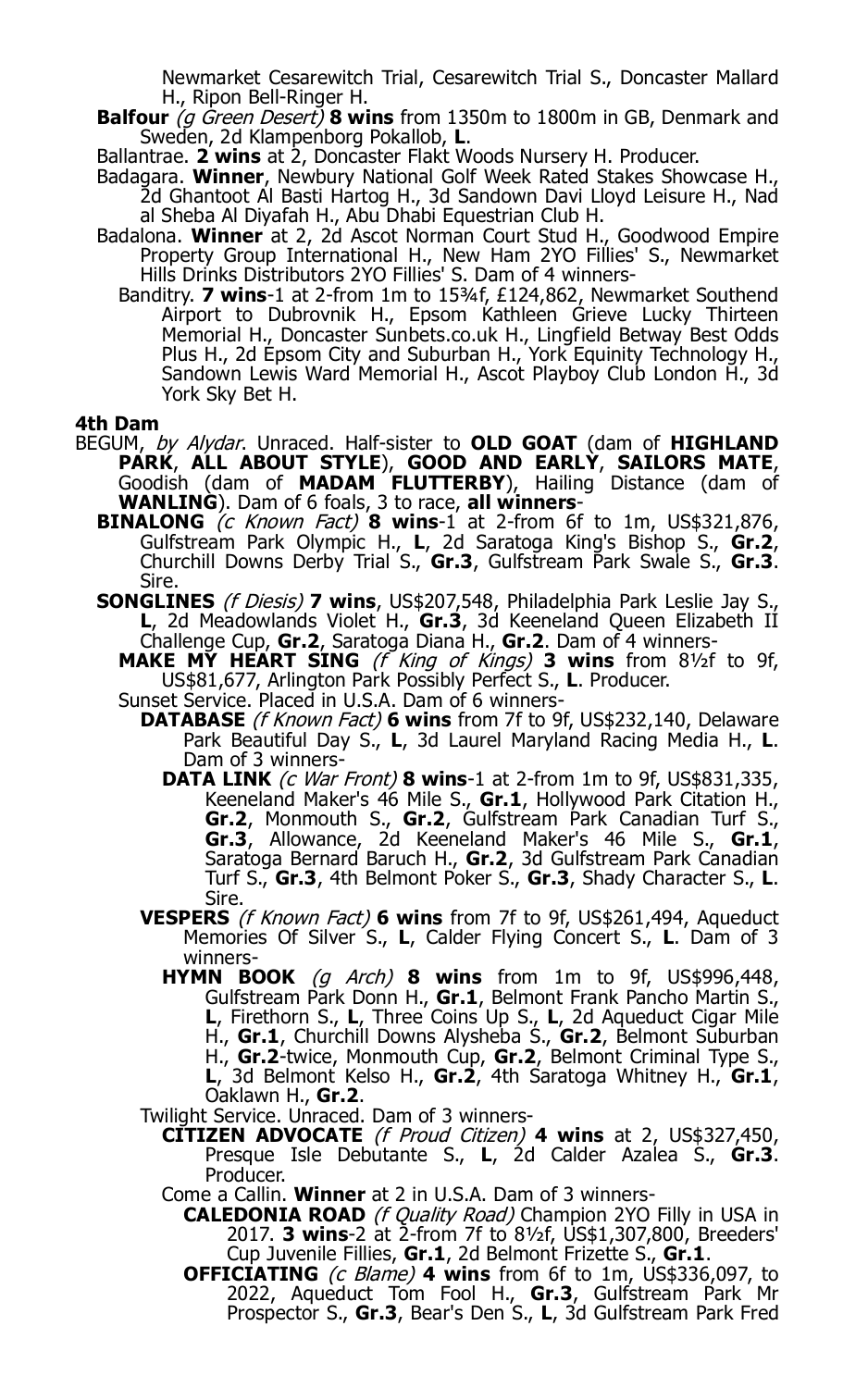Newmarket Cesarewitch Trial, Cesarewitch Trial S., Doncaster Mallard H., Ripon Bell-Ringer H.

**Balfour** *(g Green Desert)* **8 wins** from 1350m to 1800m in GB, Denmark and Sweden, 2d Klampenborg Pokallob, **L**.

Ballantrae. **2 wins** at 2, Doncaster Flakt Woods Nursery H. Producer.

Badagara. **Winner**, Newbury National Golf Week Rated Stakes Showcase H., 2d Ghantoot Al Basti Hartog H., 3d Sandown Davi Lloyd Leisure H., Nad al Sheba Al Diyafah H., Abu Dhabi Equestrian Club H.

Badalona. **Winner** at 2, 2d Ascot Norman Court Stud H., Goodwood Empire Property Group International H., New Ham 2YO Fillies' S., Newmarket Hills Drinks Distributors 2YO Fillies' S. Dam of 4 winners-

Banditry. **7 wins**-1 at 2-from 1m to 15¾f, £124,862, Newmarket Southend Airport to Dubrovnik H., Epsom Kathleen Grieve Lucky Thirteen Memorial H., Doncaster Sunbets.co.uk H., Lingfield Betway Best Odds Plus H., 2d Epsom City and Suburban H., York Equinity Technology H., Sandown Lewis Ward Memorial H., Ascot Playboy Club London H., 3d York Sky Bet H.

**4th Dam**

BEGUM, *by Alydar*. Unraced. Half-sister to **OLD GOAT** (dam of **HIGHLAND PARK**, **ALL ABOUT STYLE**), **GOOD AND EARLY**, **SAILORS MATE**, Goodish (dam of **MADAM FLUTTERBY**), Hailing Distance (dam of **WANLING**). Dam of 6 foals, 3 to race, **all winners**-

**BINALONG** *(c Known Fact)* **8 wins**-1 at 2-from 6f to 1m, US$321,876, Gulfstream Park Olympic H., **L**, 2d Saratoga King's Bishop S., **Gr.2**, Churchill Downs Derby Trial S., **Gr.3**, Gulfstream Park Swale S., **Gr.3**. Sire.

**SONGLINES** *(f Diesis)* **7 wins**, US$207,548, Philadelphia Park Leslie Jay S., **L**, 2d Meadowlands Violet H., **Gr.3**, 3d Keeneland Queen Elizabeth II Challenge Cup, **Gr.2**, Saratoga Diana H., **Gr.2**. Dam of 4 winners-

**MAKE MY HEART SING** *(f King of Kings)* **3 wins** from 8½f to 9f, US$81,677, Arlington Park Possibly Perfect S., **L**. Producer.

Sunset Service. Placed in U.S.A. Dam of 6 winners-

**DATABASE** *(f Known Fact)* **6 wins** from 7f to 9f, US$232,140, Delaware Park Beautiful Day S., **L**, 3d Laurel Maryland Racing Media H., **L**. Dam of 3 winners-

**DATA LINK** *(c War Front)* **8 wins**-1 at 2-from 1m to 9f, US$831,335, Keeneland Maker's 46 Mile S., **Gr.1**, Hollywood Park Citation H., **Gr.2**, Monmouth S., **Gr.2**, Gulfstream Park Canadian Turf S., **Gr.3**, Allowance, 2d Keeneland Maker's 46 Mile S., **Gr.1**, Saratoga Bernard Baruch H., **Gr.2**, 3d Gulfstream Park Canadian Turf S., **Gr.3**, 4th Belmont Poker S., **Gr.3**, Shady Character S., **L**. Sire.

**VESPERS** *(f Known Fact)* **6 wins** from 7f to 9f, US$261,494, Aqueduct Memories Of Silver S., **L**, Calder Flying Concert S., **L**. Dam of 3 winners-

**HYMN BOOK** *(g Arch)* **8 wins** from 1m to 9f, US$996,448, Gulfstream Park Donn H., **Gr.1**, Belmont Frank Pancho Martin S., **L**, Firethorn S., **L**, Three Coins Up S., **L**, 2d Aqueduct Cigar Mile H., **Gr.1**, Churchill Downs Alysheba S., **Gr.2**, Belmont Suburban H., **Gr.2**-twice, Monmouth Cup, **Gr.2**, Belmont Criminal Type S., **L**, 3d Belmont Kelso H., **Gr.2**, 4th Saratoga Whitney H., **Gr.1**, Oaklawn H., **Gr.2**.

Twilight Service. Unraced. Dam of 3 winners-

**CITIZEN ADVOCATE** *(f Proud Citizen)* **4 wins** at 2, US$327,450, Presque Isle Debutante S., **L**, 2d Calder Azalea S., **Gr.3**. Producer.

Come a Callin. **Winner** at 2 in U.S.A. Dam of 3 winners-

**CALEDONIA ROAD** *(f Quality Road)* Champion 2YO Filly in USA in 2017. **3 wins**-2 at 2-from 7f to 8½f, US$1,307,800, Breeders' Cup Juvenile Fillies, **Gr.1**, 2d Belmont Frizette S., **Gr.1**.

**OFFICIATING** *(c Blame)* **4 wins** from 6f to 1m, US$336,097, to 2022, Aqueduct Tom Fool H., **Gr.3**, Gulfstream Park Mr Prospector S., **Gr.3**, Bear's Den S., **L**, 3d Gulfstream Park Fred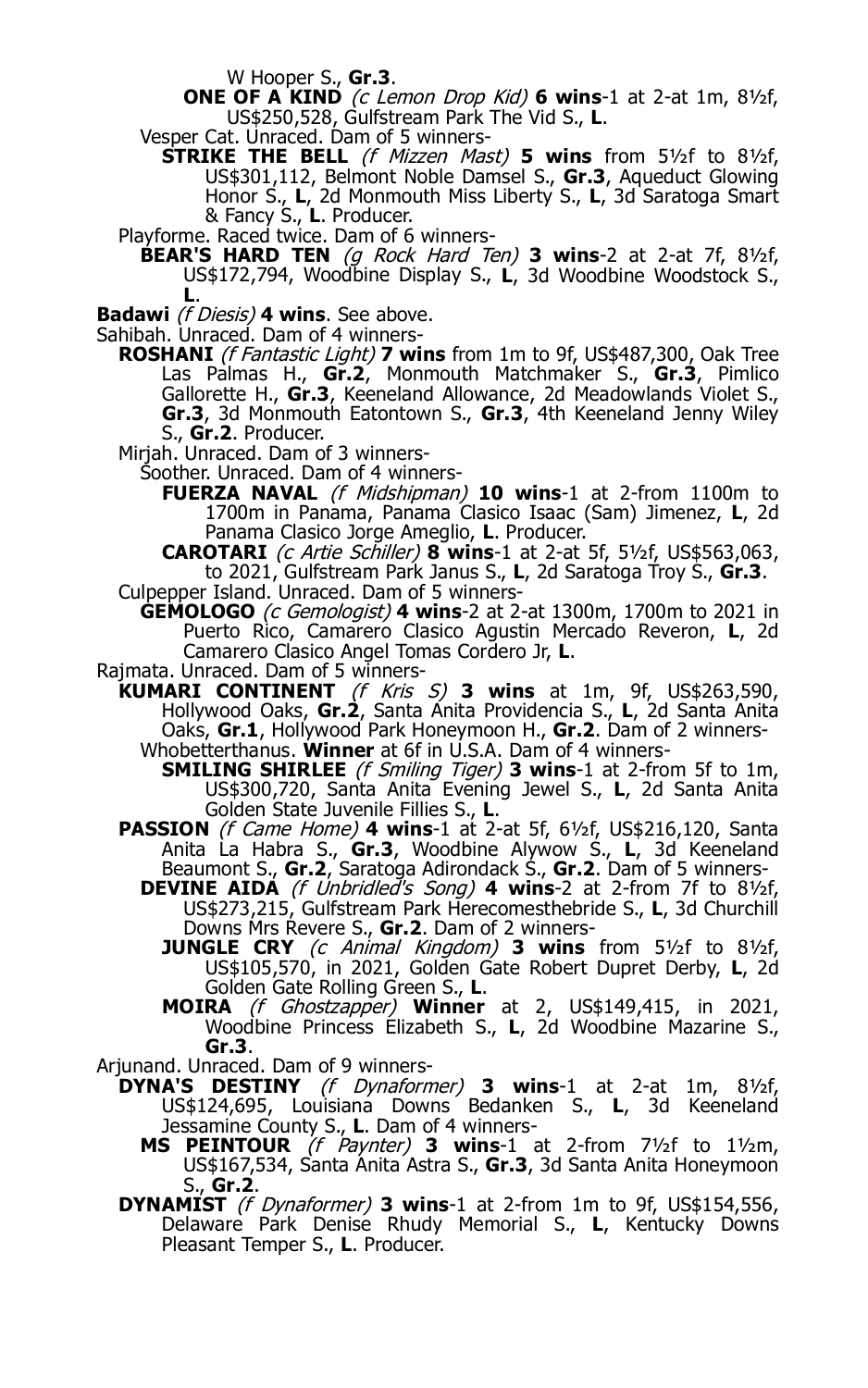W Hooper S., **Gr.3**.

**ONE OF A KIND** *(c Lemon Drop Kid)* **6 wins**-1 at 2-at 1m, 8½f, US$250,528, Gulfstream Park The Vid S., **L**.

Vesper Cat. Unraced. Dam of 5 winners-

**STRIKE THE BELL** *(f Mizzen Mast)* **5 wins** from 5½f to 8½f, US$301,112, Belmont Noble Damsel S., **Gr.3**, Aqueduct Glowing Honor S., **L**, 2d Monmouth Miss Liberty S., **L**, 3d Saratoga Smart & Fancy S., **L**. Producer.

Playforme. Raced twice. Dam of 6 winners-

**BEAR'S HARD TEN** *(g Rock Hard Ten)* **3 wins**-2 at 2-at 7f, 8½f, US$172,794, Woodbine Display S., **L**, 3d Woodbine Woodstock S., **L**.

**Badawi** *(f Diesis)* **4 wins**. See above.

Sahibah. Unraced. Dam of 4 winners-

**ROSHANI** *(f Fantastic Light)* **7 wins** from 1m to 9f, US$487,300, Oak Tree Las Palmas H., **Gr.2**, Monmouth Matchmaker S., **Gr.3**, Pimlico Gallorette H., **Gr.3**, Keeneland Allowance, 2d Meadowlands Violet S., **Gr.3**, 3d Monmouth Eatontown S., **Gr.3**, 4th Keeneland Jenny Wiley S., **Gr.2**. Producer.

Mirjah. Unraced. Dam of 3 winners-

Soother. Unraced. Dam of 4 winners-

**FUERZA NAVAL** *(f Midshipman)* **10 wins**-1 at 2-from 1100m to 1700m in Panama, Panama Clasico Isaac (Sam) Jimenez, **L**, 2d Panama Clasico Jorge Ameglio, **L**. Producer.

**CAROTARI** *(c Artie Schiller)* **8 wins**-1 at 2-at 5f, 5½f, US$563,063, to 2021, Gulfstream Park Janus S., **L**, 2d Saratoga Troy S., **Gr.3**.

Culpepper Island. Unraced. Dam of 5 winners-

**GEMOLOGO** *(c Gemologist)* **4 wins**-2 at 2-at 1300m, 1700m to 2021 in Puerto Rico, Camarero Clasico Agustin Mercado Reveron, **L**, 2d Camarero Clasico Angel Tomas Cordero Jr, **L**.

Rajmata. Unraced. Dam of 5 winners-

**KUMARI CONTINENT** *(f Kris S)* **3 wins** at 1m, 9f, US$263,590, Hollywood Oaks, **Gr.2**, Santa Anita Providencia S., **L**, 2d Santa Anita Oaks, **Gr.1**, Hollywood Park Honeymoon H., **Gr.2**. Dam of 2 winners-

Whobetterthanus. **Winner** at 6f in U.S.A. Dam of 4 winners-

**SMILING SHIRLEE** *(f Smiling Tiger)* **3 wins**-1 at 2-from 5f to 1m, US$300,720, Santa Anita Evening Jewel S., **L**, 2d Santa Anita Golden State Juvenile Fillies S., **L**.

**PASSION** *(f Came Home)* **4 wins**-1 at 2-at 5f, 6½f, US$216,120, Santa Anita La Habra S., **Gr.3**, Woodbine Alywow S., **L**, 3d Keeneland Beaumont S., **Gr.2**, Saratoga Adirondack S., **Gr.2**. Dam of 5 winners-

**DEVINE AIDA** *(f Unbridled's Song)* **4 wins**-2 at 2-from 7f to 8½f, US$273,215, Gulfstream Park Herecomesthebride S., **L**, 3d Churchill Downs Mrs Revere S., **Gr.2**. Dam of 2 winners-

**JUNGLE CRY** *(c Animal Kingdom)* **3 wins** from 5½f to 8½f, US$105,570, in 2021, Golden Gate Robert Dupret Derby, **L**, 2d Golden Gate Rolling Green S., **L**.

**MOIRA** *(f Ghostzapper)* **Winner** at 2, US$149,415, in 2021, Woodbine Princess Elizabeth S., **L**, 2d Woodbine Mazarine S., **Gr.3**.

Arjunand. Unraced. Dam of 9 winners-

**DYNA'S DESTINY** *(f Dynaformer)* **3 wins**-1 at 2-at 1m, 8½f, US$124,695, Louisiana Downs Bedanken S., **L**, 3d Keeneland Jessamine County S., **L**. Dam of 4 winners-

**MS PEINTOUR** *(f Paynter)* **3 wins**-1 at 2-from 7½f to 1½m, US$167,534, Santa Anita Astra S., **Gr.3**, 3d Santa Anita Honeymoon S., **Gr.2**.

**DYNAMIST** *(f Dynaformer)* **3 wins**-1 at 2-from 1m to 9f, US$154,556, Delaware Park Denise Rhudy Memorial S., **L**, Kentucky Downs Pleasant Temper S., **L**. Producer.